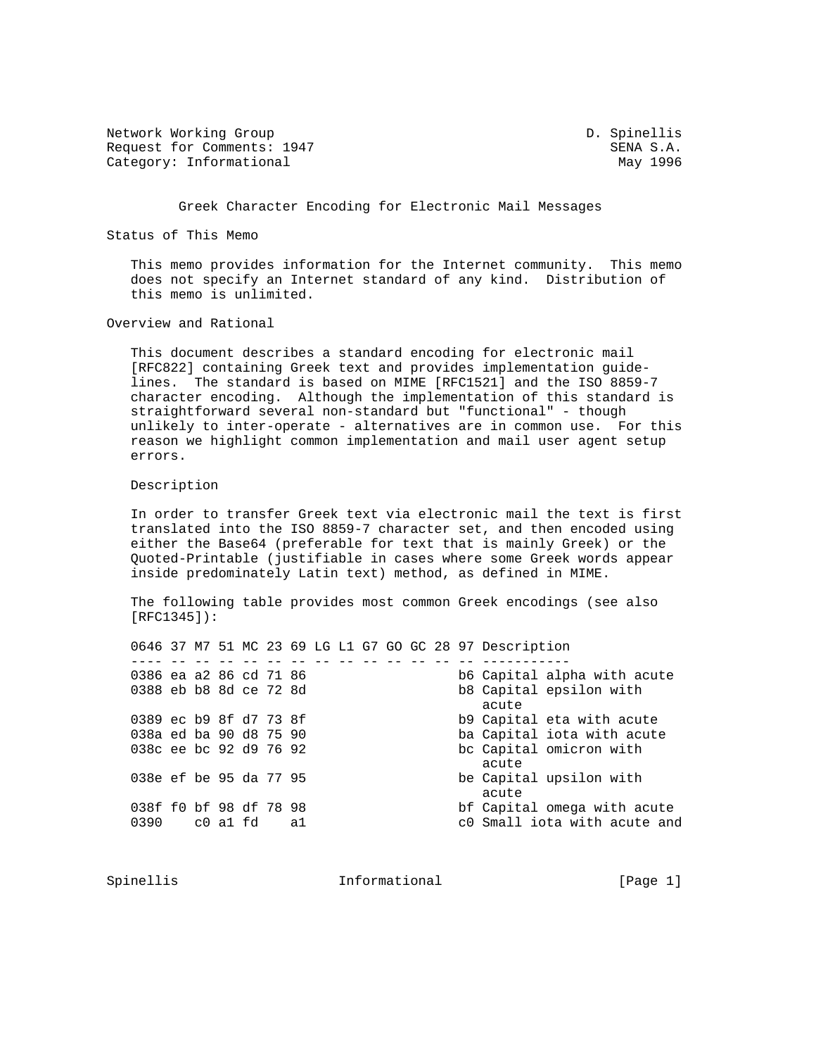Network Working Group D. Spinellis
Request for Comments: 1947 SENA S.A.
Category: Informational May 1996

# Greek Character Encoding for Electronic Mail Messages

## Status of This Memo

This memo provides information for the Internet community. This memo does not specify an Internet standard of any kind. Distribution of this memo is unlimited.

## Overview and Rational

This document describes a standard encoding for electronic mail [RFC822] containing Greek text and provides implementation guidelines. The standard is based on MIME [RFC1521] and the ISO 8859-7 character encoding. Although the implementation of this standard is straightforward several non-standard but "functional" - though unlikely to inter-operate - alternatives are in common use. For this reason we highlight common implementation and mail user agent setup errors.

### Description

In order to transfer Greek text via electronic mail the text is first translated into the ISO 8859-7 character set, and then encoded using either the Base64 (preferable for text that is mainly Greek) or the Quoted-Printable (justifiable in cases where some Greek words appear inside predominately Latin text) method, as defined in MIME.

The following table provides most common Greek encodings (see also [RFC1345]):

| 0646 | 37 | M7 | 51 | MC | 23 | 69 | LG | L1 | G7 | GO | GC | 28 | 97 | Description |
|---|---|---|---|---|---|---|---|---|---|---|---|---|---|---|
| 0386 | ea | a2 | 86 | cd | 71 | 86 | | | | | | | b6 | Capital alpha with acute |
| 0388 | eb | b8 | 8d | ce | 72 | 8d | | | | | | | b8 | Capital epsilon with acute |
| 0389 | ec | b9 | 8f | d7 | 73 | 8f | | | | | | | b9 | Capital eta with acute |
| 038a | ed | ba | 90 | d8 | 75 | 90 | | | | | | | ba | Capital iota with acute |
| 038c | ee | bc | 92 | d9 | 76 | 92 | | | | | | | bc | Capital omicron with acute |
| 038e | ef | be | 95 | da | 77 | 95 | | | | | | | be | Capital upsilon with acute |
| 038f | f0 | bf | 98 | df | 78 | 98 | | | | | | | bf | Capital omega with acute |
| 0390 | | c0 | a1 | fd | | a1 | | | | | | | c0 | Small iota with acute and |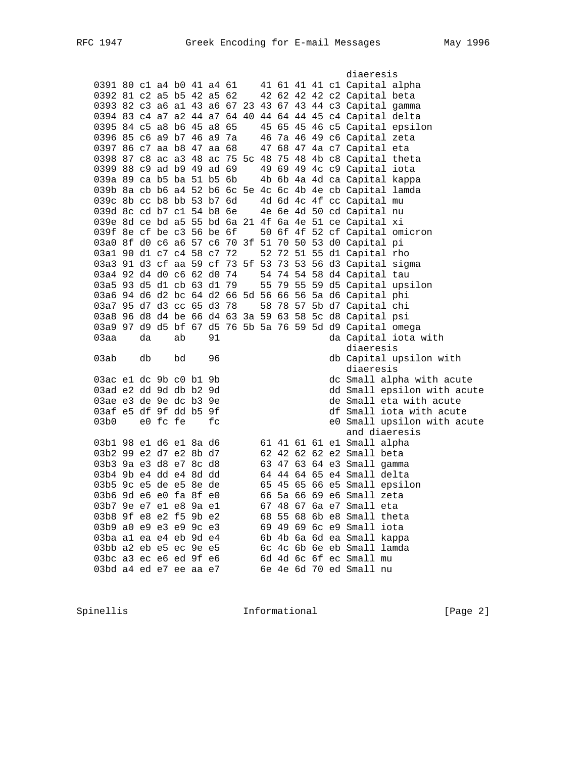```
                                                  diaeresis
   0391 80 c1 a4 b0 41 a4 61    41 61 41 41 c1 Capital alpha
   0392 81 c2 a5 b5 42 a5 62    42 62 42 42 c2 Capital beta
   0393 82 c3 a6 a1 43 a6 67 23 43 67 43 44 c3 Capital gamma
   0394 83 c4 a7 a2 44 a7 64 40 44 64 44 45 c4 Capital delta
   0395 84 c5 a8 b6 45 a8 65    45 65 45 46 c5 Capital epsilon
   0396 85 c6 a9 b7 46 a9 7a    46 7a 46 49 c6 Capital zeta
   0397 86 c7 aa b8 47 aa 68    47 68 47 4a c7 Capital eta
   0398 87 c8 ac a3 48 ac 75 5c 48 75 48 4b c8 Capital theta
   0399 88 c9 ad b9 49 ad 69    49 69 49 4c c9 Capital iota
   039a 89 ca b5 ba 51 b5 6b    4b 6b 4a 4d ca Capital kappa
   039b 8a cb b6 a4 52 b6 6c 5e 4c 6c 4b 4e cb Capital lamda
   039c 8b cc b8 bb 53 b7 6d    4d 6d 4c 4f cc Capital mu
   039d 8c cd b7 c1 54 b8 6e    4e 6e 4d 50 cd Capital nu
   039e 8d ce bd a5 55 bd 6a 21 4f 6a 4e 51 ce Capital xi
   039f 8e cf be c3 56 be 6f    50 6f 4f 52 cf Capital omicron
   03a0 8f d0 c6 a6 57 c6 70 3f 51 70 50 53 d0 Capital pi
   03a1 90 d1 c7 c4 58 c7 72    52 72 51 55 d1 Capital rho
   03a3 91 d3 cf aa 59 cf 73 5f 53 73 53 56 d3 Capital sigma
   03a4 92 d4 d0 c6 62 d0 74    54 74 54 58 d4 Capital tau
   03a5 93 d5 d1 cb 63 d1 79    55 79 55 59 d5 Capital upsilon
   03a6 94 d6 d2 bc 64 d2 66 5d 56 66 56 5a d6 Capital phi
   03a7 95 d7 d3 cc 65 d3 78    58 78 57 5b d7 Capital chi
   03a8 96 d8 d4 be 66 d4 63 3a 59 63 58 5c d8 Capital psi
   03a9 97 d9 d5 bf 67 d5 76 5b 5a 76 59 5d d9 Capital omega
   03aa    da    ab    91                   da Capital iota with
                                                  diaeresis
   03ab    db    bd    96                   db Capital upsilon with
                                                  diaeresis
   03ac e1 dc 9b c0 b1 9b                   dc Small alpha with acute
   03ad e2 dd 9d db b2 9d                   dd Small epsilon with acute
   03ae e3 de 9e dc b3 9e                   de Small eta with acute
   03af e5 df 9f dd b5 9f                   df Small iota with acute
   03b0    e0 fc fe    fc                   e0 Small upsilon with acute
                                                  and diaeresis
   03b1 98 e1 d6 e1 8a d6       61 41 61 61 e1 Small alpha
   03b2 99 e2 d7 e2 8b d7       62 42 62 62 e2 Small beta
   03b3 9a e3 d8 e7 8c d8       63 47 63 64 e3 Small gamma
   03b4 9b e4 dd e4 8d dd       64 44 64 65 e4 Small delta
   03b5 9c e5 de e5 8e de       65 45 65 66 e5 Small epsilon
   03b6 9d e6 e0 fa 8f e0       66 5a 66 69 e6 Small zeta
   03b7 9e e7 e1 e8 9a e1       67 48 67 6a e7 Small eta
   03b8 9f e8 e2 f5 9b e2       68 55 68 6b e8 Small theta
   03b9 a0 e9 e3 e9 9c e3       69 49 69 6c e9 Small iota
   03ba a1 ea e4 eb 9d e4       6b 4b 6a 6d ea Small kappa
   03bb a2 eb e5 ec 9e e5       6c 4c 6b 6e eb Small lamda
   03bc a3 ec e6 ed 9f e6       6d 4d 6c 6f ec Small mu
   03bd a4 ed e7 ee aa e7       6e 4e 6d 70 ed Small nu
```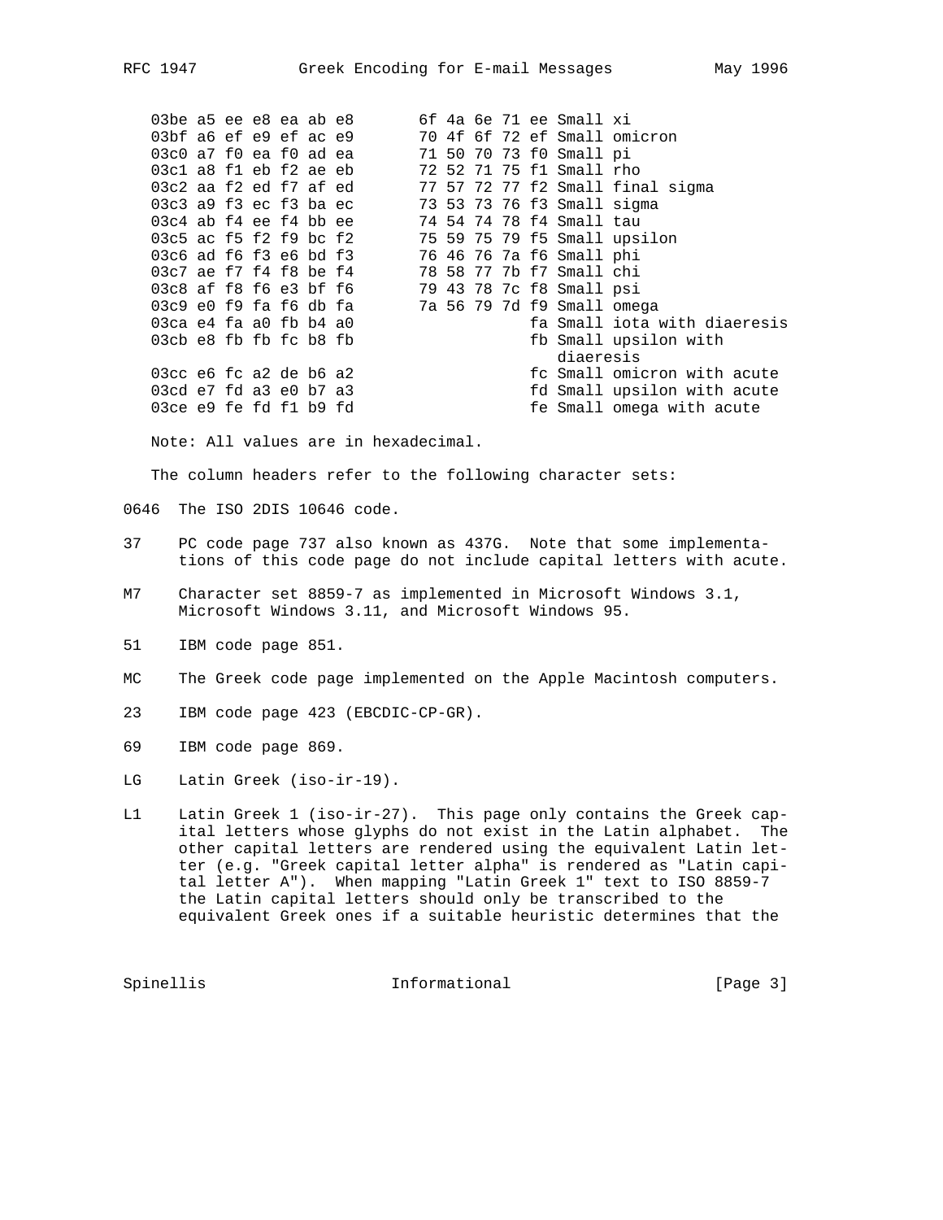```
   03be a5 ee e8 ea ab e8       6f 4a 6e 71 ee Small xi
   03bf a6 ef e9 ef ac e9       70 4f 6f 72 ef Small omicron
   03c0 a7 f0 ea f0 ad ea       71 50 70 73 f0 Small pi
   03c1 a8 f1 eb f2 ae eb       72 52 71 75 f1 Small rho
   03c2 aa f2 ed f7 af ed       77 57 72 77 f2 Small final sigma
   03c3 a9 f3 ec f3 ba ec       73 53 73 76 f3 Small sigma
   03c4 ab f4 ee f4 bb ee       74 54 74 78 f4 Small tau
   03c5 ac f5 f2 f9 bc f2       75 59 75 79 f5 Small upsilon
   03c6 ad f6 f3 e6 bd f3       76 46 76 7a f6 Small phi
   03c7 ae f7 f4 f8 be f4       78 58 77 7b f7 Small chi
   03c8 af f8 f6 e3 bf f6       79 43 78 7c f8 Small psi
   03c9 e0 f9 fa f6 db fa       7a 56 79 7d f9 Small omega
   03ca e4 fa a0 fb b4 a0                   fa Small iota with diaeresis
   03cb e8 fb fb fc b8 fb                   fb Small upsilon with
                                               diaeresis
   03cc e6 fc a2 de b6 a2                   fc Small omicron with acute
   03cd e7 fd a3 e0 b7 a3                   fd Small upsilon with acute
   03ce e9 fe fd f1 b9 fd                   fe Small omega with acute
```

Note: All values are in hexadecimal.

The column headers refer to the following character sets:

0646  The ISO 2DIS 10646 code.

37    PC code page 737 also known as 437G. Note that some implementations of this code page do not include capital letters with acute.

M7    Character set 8859-7 as implemented in Microsoft Windows 3.1, Microsoft Windows 3.11, and Microsoft Windows 95.

51    IBM code page 851.

MC    The Greek code page implemented on the Apple Macintosh computers.

23    IBM code page 423 (EBCDIC-CP-GR).

69    IBM code page 869.

LG    Latin Greek (iso-ir-19).

L1    Latin Greek 1 (iso-ir-27). This page only contains the Greek capital letters whose glyphs do not exist in the Latin alphabet. The other capital letters are rendered using the equivalent Latin letter (e.g. "Greek capital letter alpha" is rendered as "Latin capital letter A"). When mapping "Latin Greek 1" text to ISO 8859-7 the Latin capital letters should only be transcribed to the equivalent Greek ones if a suitable heuristic determines that the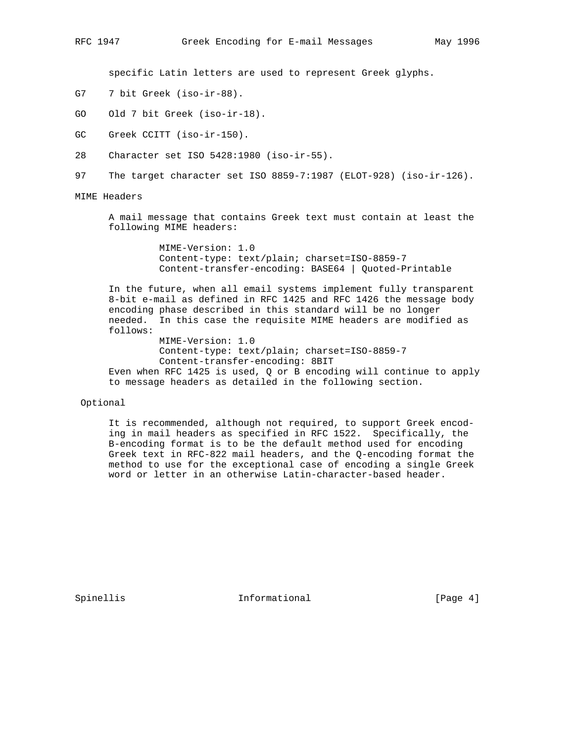specific Latin letters are used to represent Greek glyphs.

G7 7 bit Greek (iso-ir-88).

GO Old 7 bit Greek (iso-ir-18).

GC Greek CCITT (iso-ir-150).

28 Character set ISO 5428:1980 (iso-ir-55).

97 The target character set ISO 8859-7:1987 (ELOT-928) (iso-ir-126).

## MIME Headers

A mail message that contains Greek text must contain at least the following MIME headers:

```
MIME-Version: 1.0
Content-type: text/plain; charset=ISO-8859-7
Content-transfer-encoding: BASE64 | Quoted-Printable
```

In the future, when all email systems implement fully transparent 8-bit e-mail as defined in RFC 1425 and RFC 1426 the message body encoding phase described in this standard will be no longer needed. In this case the requisite MIME headers are modified as follows:

```
MIME-Version: 1.0
Content-type: text/plain; charset=ISO-8859-7
Content-transfer-encoding: 8BIT
```

Even when RFC 1425 is used, Q or B encoding will continue to apply to message headers as detailed in the following section.

## Optional

It is recommended, although not required, to support Greek encoding in mail headers as specified in RFC 1522. Specifically, the B-encoding format is to be the default method used for encoding Greek text in RFC-822 mail headers, and the Q-encoding format the method to use for the exceptional case of encoding a single Greek word or letter in an otherwise Latin-character-based header.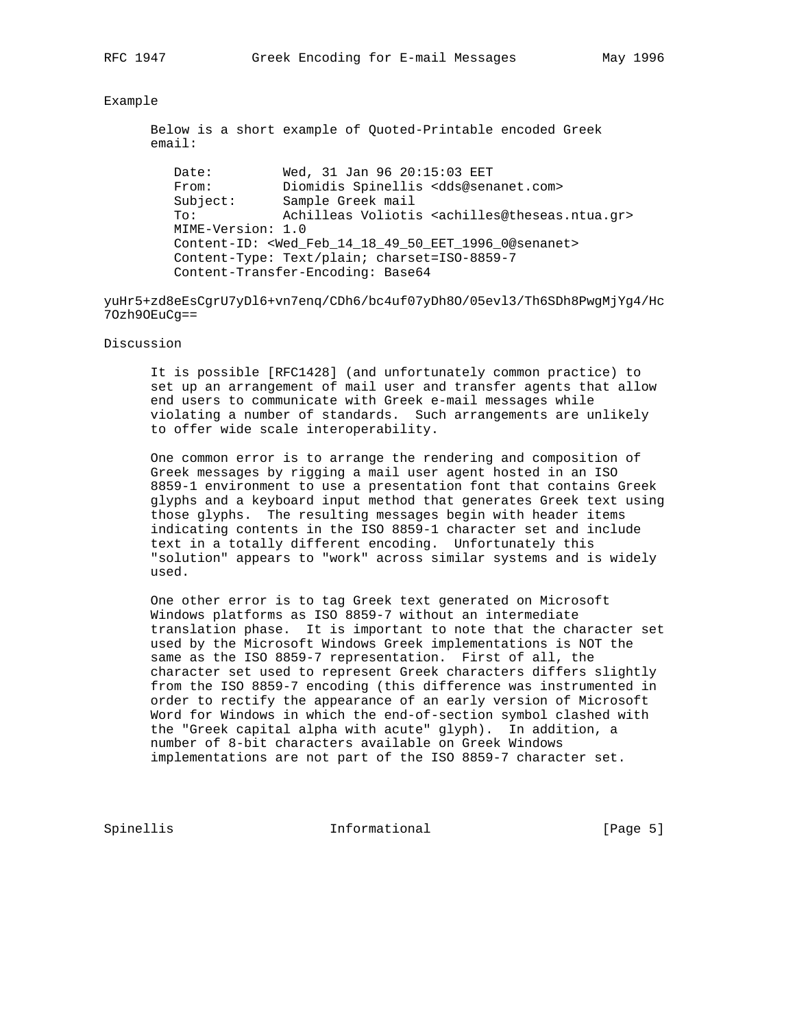## Example

Below is a short example of Quoted-Printable encoded Greek email:

```
Date:         Wed, 31 Jan 96 20:15:03 EET
From:         Diomidis Spinellis <dds@senanet.com>
Subject:      Sample Greek mail
To:           Achilleas Voliotis <achilles@theseas.ntua.gr>
MIME-Version: 1.0
Content-ID: <Wed_Feb_14_18_49_50_EET_1996_0@senanet>
Content-Type: Text/plain; charset=ISO-8859-7
Content-Transfer-Encoding: Base64
```

```
yuHr5+zd8eEsCgrU7yDl6+vn7enq/CDh6/bc4uf07yDh8O/05evl3/Th6SDh8PwgMjYg4/Hc
7Ozh9OEuCg==
```

## Discussion

It is possible [RFC1428] (and unfortunately common practice) to set up an arrangement of mail user and transfer agents that allow end users to communicate with Greek e-mail messages while violating a number of standards. Such arrangements are unlikely to offer wide scale interoperability.

One common error is to arrange the rendering and composition of Greek messages by rigging a mail user agent hosted in an ISO 8859-1 environment to use a presentation font that contains Greek glyphs and a keyboard input method that generates Greek text using those glyphs. The resulting messages begin with header items indicating contents in the ISO 8859-1 character set and include text in a totally different encoding. Unfortunately this "solution" appears to "work" across similar systems and is widely used.

One other error is to tag Greek text generated on Microsoft Windows platforms as ISO 8859-7 without an intermediate translation phase. It is important to note that the character set used by the Microsoft Windows Greek implementations is NOT the same as the ISO 8859-7 representation. First of all, the character set used to represent Greek characters differs slightly from the ISO 8859-7 encoding (this difference was instrumented in order to rectify the appearance of an early version of Microsoft Word for Windows in which the end-of-section symbol clashed with the "Greek capital alpha with acute" glyph). In addition, a number of 8-bit characters available on Greek Windows implementations are not part of the ISO 8859-7 character set.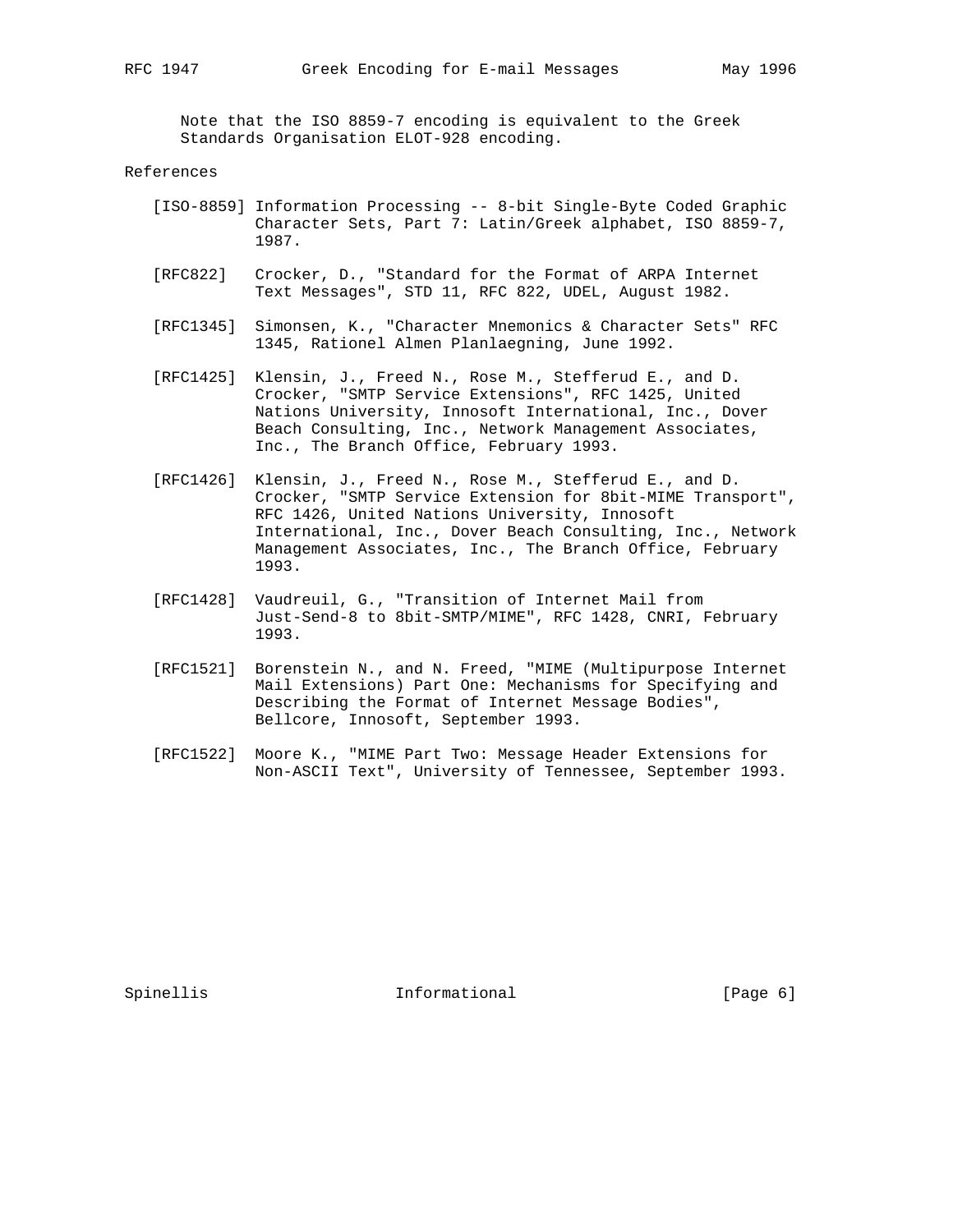Note that the ISO 8859-7 encoding is equivalent to the Greek Standards Organisation ELOT-928 encoding.

## References

[ISO-8859] Information Processing -- 8-bit Single-Byte Coded Graphic Character Sets, Part 7: Latin/Greek alphabet, ISO 8859-7, 1987.

[RFC822] Crocker, D., "Standard for the Format of ARPA Internet Text Messages", STD 11, RFC 822, UDEL, August 1982.

[RFC1345] Simonsen, K., "Character Mnemonics & Character Sets" RFC 1345, Rationel Almen Planlaegning, June 1992.

[RFC1425] Klensin, J., Freed N., Rose M., Stefferud E., and D. Crocker, "SMTP Service Extensions", RFC 1425, United Nations University, Innosoft International, Inc., Dover Beach Consulting, Inc., Network Management Associates, Inc., The Branch Office, February 1993.

[RFC1426] Klensin, J., Freed N., Rose M., Stefferud E., and D. Crocker, "SMTP Service Extension for 8bit-MIME Transport", RFC 1426, United Nations University, Innosoft International, Inc., Dover Beach Consulting, Inc., Network Management Associates, Inc., The Branch Office, February 1993.

[RFC1428] Vaudreuil, G., "Transition of Internet Mail from Just-Send-8 to 8bit-SMTP/MIME", RFC 1428, CNRI, February 1993.

[RFC1521] Borenstein N., and N. Freed, "MIME (Multipurpose Internet Mail Extensions) Part One: Mechanisms for Specifying and Describing the Format of Internet Message Bodies", Bellcore, Innosoft, September 1993.

[RFC1522] Moore K., "MIME Part Two: Message Header Extensions for Non-ASCII Text", University of Tennessee, September 1993.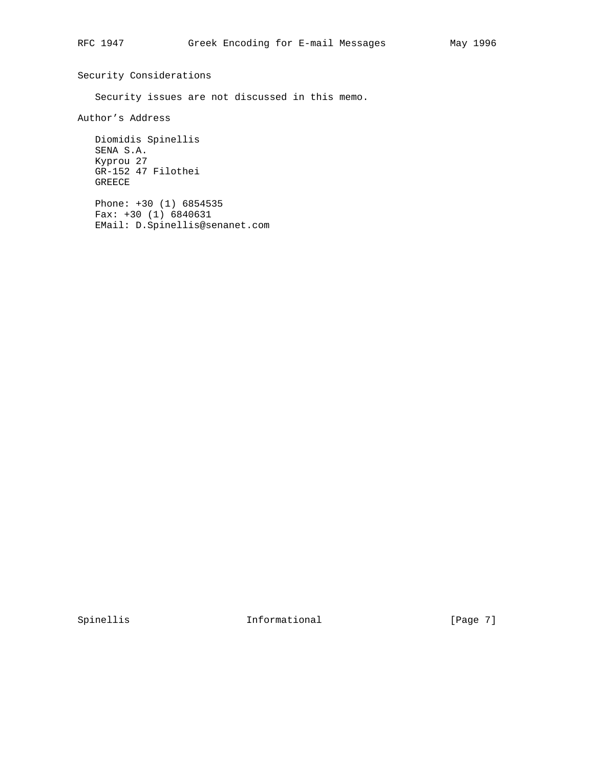## Security Considerations

Security issues are not discussed in this memo.

## Author's Address

Diomidis Spinellis
SENA S.A.
Kyprou 27
GR-152 47 Filothei
GREECE

Phone: +30 (1) 6854535
Fax: +30 (1) 6840631
EMail: D.Spinellis@senanet.com